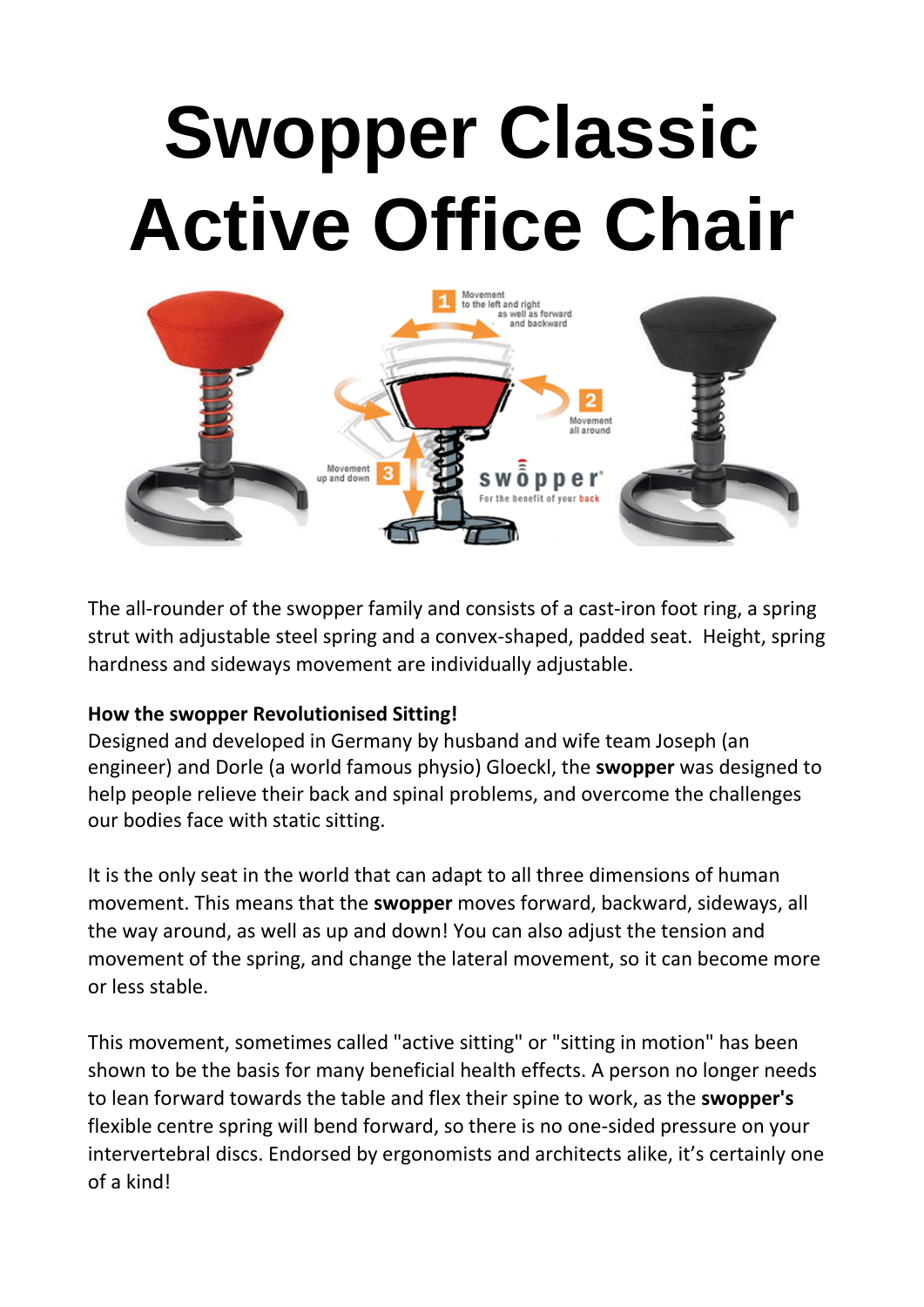# Swopper Classic Active Office Chair

The all-rounder of the swopper family and consists of a cast-iron foot ring, a spring strut with adjustable steel spring and a convex-shaped, padded seat.  Height, spring hardness and sideways movement are individually adjustable.

**How the swopper Revolutionised Sitting!**

Designed and developed in Germany by husband and wife team Joseph (an engineer) and Dorle (a world famous physio) Gloeckl, the **swopper** was designed to help people relieve their back and spinal problems, and overcome the challenges our bodies face with static sitting.

It is the only seat in the world that can adapt to all three dimensions of human movement. This means that the **swopper** moves forward, backward, sideways, all the way around, as well as up and down! You can also adjust the tension and movement of the spring, and change the lateral movement, so it can become more or less stable.

This movement, sometimes called "active sitting" or "sitting in motion" has been shown to be the basis for many beneficial health effects. A person no longer needs to lean forward towards the table and flex their spine to work, as the **swopper's** flexible centre spring will bend forward, so there is no one-sided pressure on your intervertebral discs. Endorsed by ergonomists and architects alike, it's certainly one of a kind!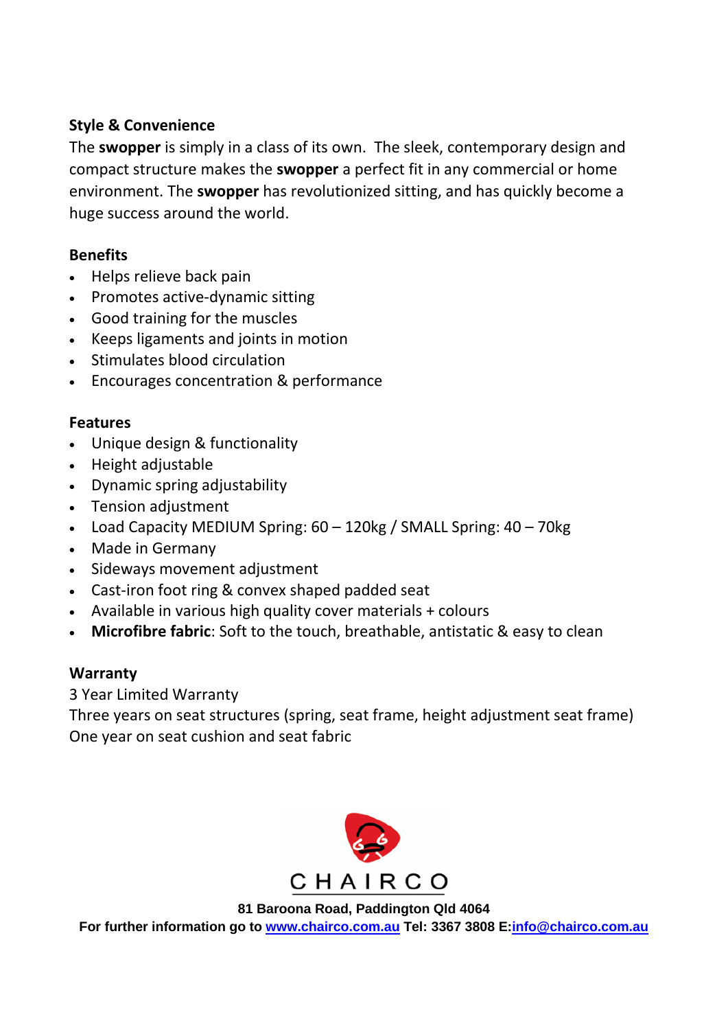## Style & Convenience

The **swopper** is simply in a class of its own. The sleek, contemporary design and compact structure makes the **swopper** a perfect fit in any commercial or home environment. The **swopper** has revolutionized sitting, and has quickly become a huge success around the world.

## Benefits

- Helps relieve back pain
- Promotes active-dynamic sitting
- Good training for the muscles
- Keeps ligaments and joints in motion
- Stimulates blood circulation
- Encourages concentration & performance

## Features

- Unique design & functionality
- Height adjustable
- Dynamic spring adjustability
- Tension adjustment
- Load Capacity MEDIUM Spring: 60 – 120kg / SMALL Spring: 40 – 70kg
- Made in Germany
- Sideways movement adjustment
- Cast-iron foot ring & convex shaped padded seat
- Available in various high quality cover materials + colours
- **Microfibre fabric**: Soft to the touch, breathable, antistatic & easy to clean

## Warranty

3 Year Limited Warranty
Three years on seat structures (spring, seat frame, height adjustment seat frame)
One year on seat cushion and seat fabric

CHAIRCO

**81 Baroona Road, Paddington Qld 4064**
**For further information go to www.chairco.com.au Tel: 3367 3808 E:info@chairco.com.au**